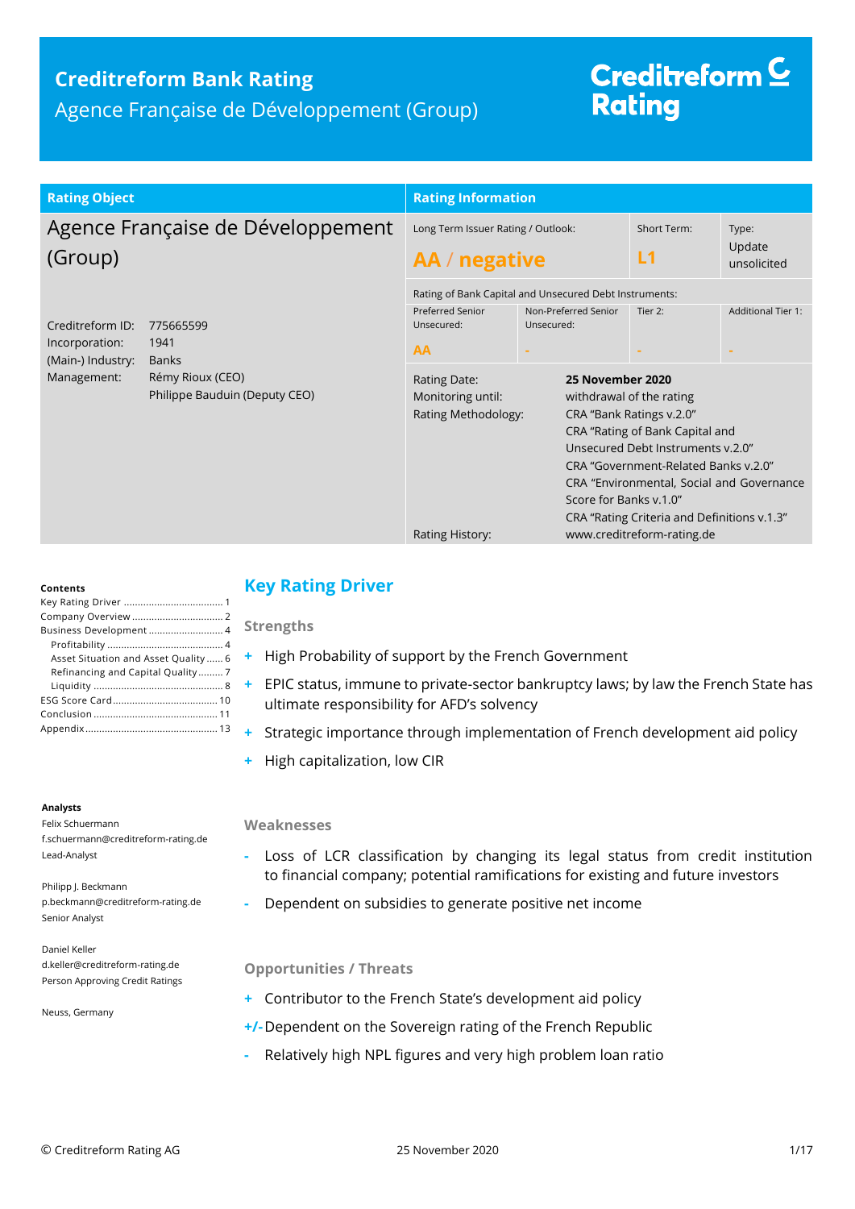# Creditreform Bank Rating

Agence Française de Développement (Group)

Creditreform Rating

| Rating Object | |
|---|---|
| **Agence Française de Développement (Group)** | |
| Creditreform ID: | 775665599 |
| Incorporation: | 1941 |
| (Main-) Industry: | Banks |
| Management: | Rémy Rioux (CEO)<br>Philippe Bauduin (Deputy CEO) |

| Rating Information | | | |
|---|---|---|---|
| Long Term Issuer Rating / Outlook: | | Short Term: | Type: |
| **AA / negative** | | **L1** | Update unsolicited |
| Rating of Bank Capital and Unsecured Debt Instruments: | | | |
| Preferred Senior Unsecured: | Non-Preferred Senior Unsecured: | Tier 2: | Additional Tier 1: |
| **AA** | **-** | **-** | **-** |

| | |
|---|---|
| Rating Date: | **25 November 2020** |
| Monitoring until: | withdrawal of the rating |
| Rating Methodology: | CRA "Bank Ratings v.2.0"<br>CRA "Rating of Bank Capital and Unsecured Debt Instruments v.2.0"<br>CRA "Government-Related Banks v.2.0"<br>CRA "Environmental, Social and Governance Score for Banks v.1.0"<br>CRA "Rating Criteria and Definitions v.1.3" |
| Rating History: | www.creditreform-rating.de |

**Contents**

- Key Rating Driver ..... 1
- Company Overview ..... 2
- Business Development ..... 4
  - Profitability ..... 4
  - Asset Situation and Asset Quality ..... 6
  - Refinancing and Capital Quality ..... 7
  - Liquidity ..... 8
- ESG Score Card ..... 10
- Conclusion ..... 11
- Appendix ..... 13

**Analysts**

Felix Schuermann
f.schuermann@creditreform-rating.de
Lead-Analyst

Philipp J. Beckmann
p.beckmann@creditreform-rating.de
Senior Analyst

Daniel Keller
d.keller@creditreform-rating.de
Person Approving Credit Ratings

Neuss, Germany

## Key Rating Driver

### Strengths

+ High Probability of support by the French Government
+ EPIC status, immune to private-sector bankruptcy laws; by law the French State has ultimate responsibility for AFD's solvency
+ Strategic importance through implementation of French development aid policy
+ High capitalization, low CIR

### Weaknesses

- Loss of LCR classification by changing its legal status from credit institution to financial company; potential ramifications for existing and future investors
- Dependent on subsidies to generate positive net income

### Opportunities / Threats

+ Contributor to the French State's development aid policy

+/- Dependent on the Sovereign rating of the French Republic

- Relatively high NPL figures and very high problem loan ratio

© Creditreform Rating AG 25 November 2020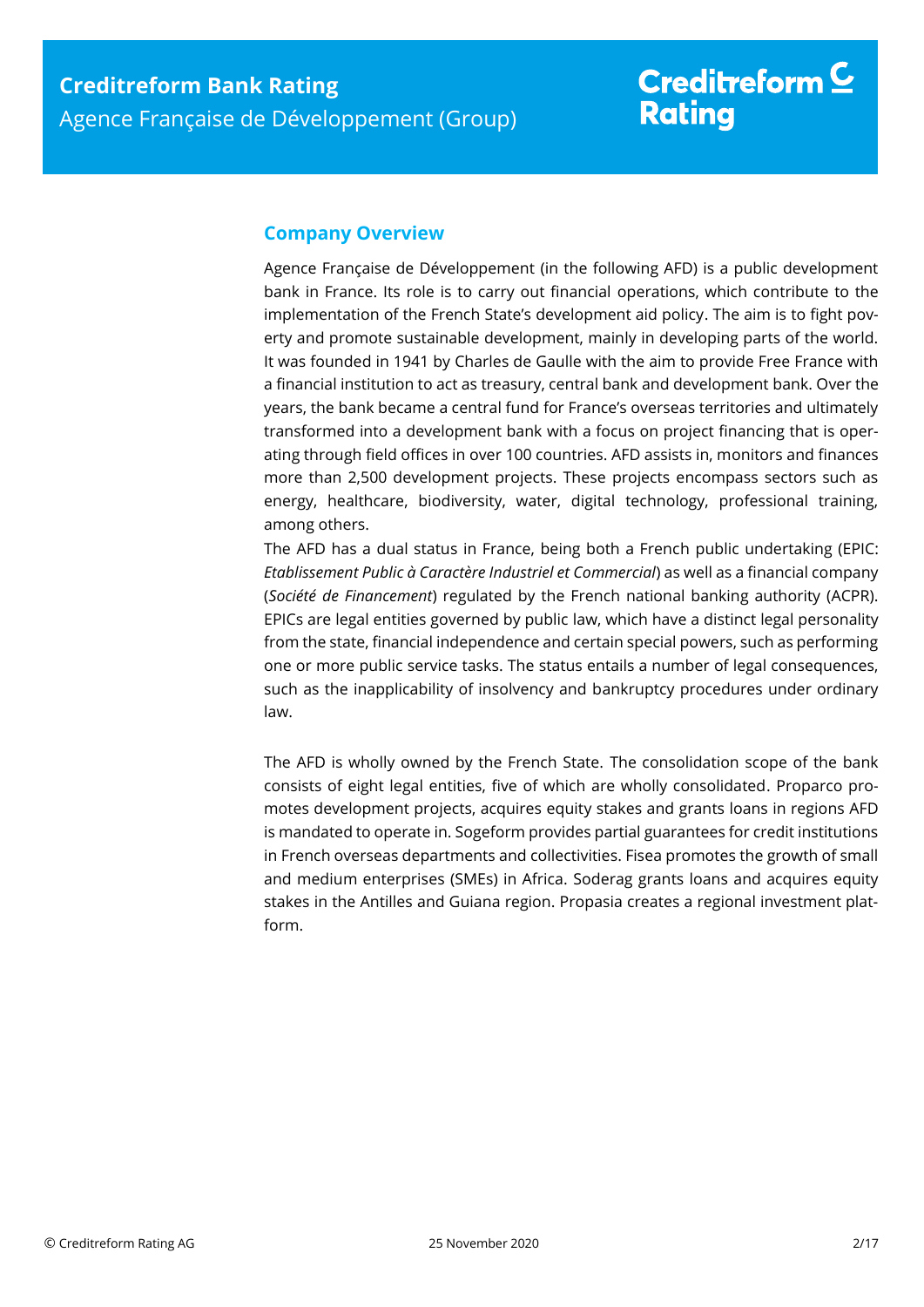## Company Overview

Agence Française de Développement (in the following AFD) is a public development bank in France. Its role is to carry out financial operations, which contribute to the implementation of the French State's development aid policy. The aim is to fight poverty and promote sustainable development, mainly in developing parts of the world. It was founded in 1941 by Charles de Gaulle with the aim to provide Free France with a financial institution to act as treasury, central bank and development bank. Over the years, the bank became a central fund for France's overseas territories and ultimately transformed into a development bank with a focus on project financing that is operating through field offices in over 100 countries. AFD assists in, monitors and finances more than 2,500 development projects. These projects encompass sectors such as energy, healthcare, biodiversity, water, digital technology, professional training, among others.

The AFD has a dual status in France, being both a French public undertaking (EPIC: *Etablissement Public à Caractère Industriel et Commercial*) as well as a financial company (*Société de Financement*) regulated by the French national banking authority (ACPR). EPICs are legal entities governed by public law, which have a distinct legal personality from the state, financial independence and certain special powers, such as performing one or more public service tasks. The status entails a number of legal consequences, such as the inapplicability of insolvency and bankruptcy procedures under ordinary law.

The AFD is wholly owned by the French State. The consolidation scope of the bank consists of eight legal entities, five of which are wholly consolidated. Proparco promotes development projects, acquires equity stakes and grants loans in regions AFD is mandated to operate in. Sogeform provides partial guarantees for credit institutions in French overseas departments and collectivities. Fisea promotes the growth of small and medium enterprises (SMEs) in Africa. Soderag grants loans and acquires equity stakes in the Antilles and Guiana region. Propasia creates a regional investment platform.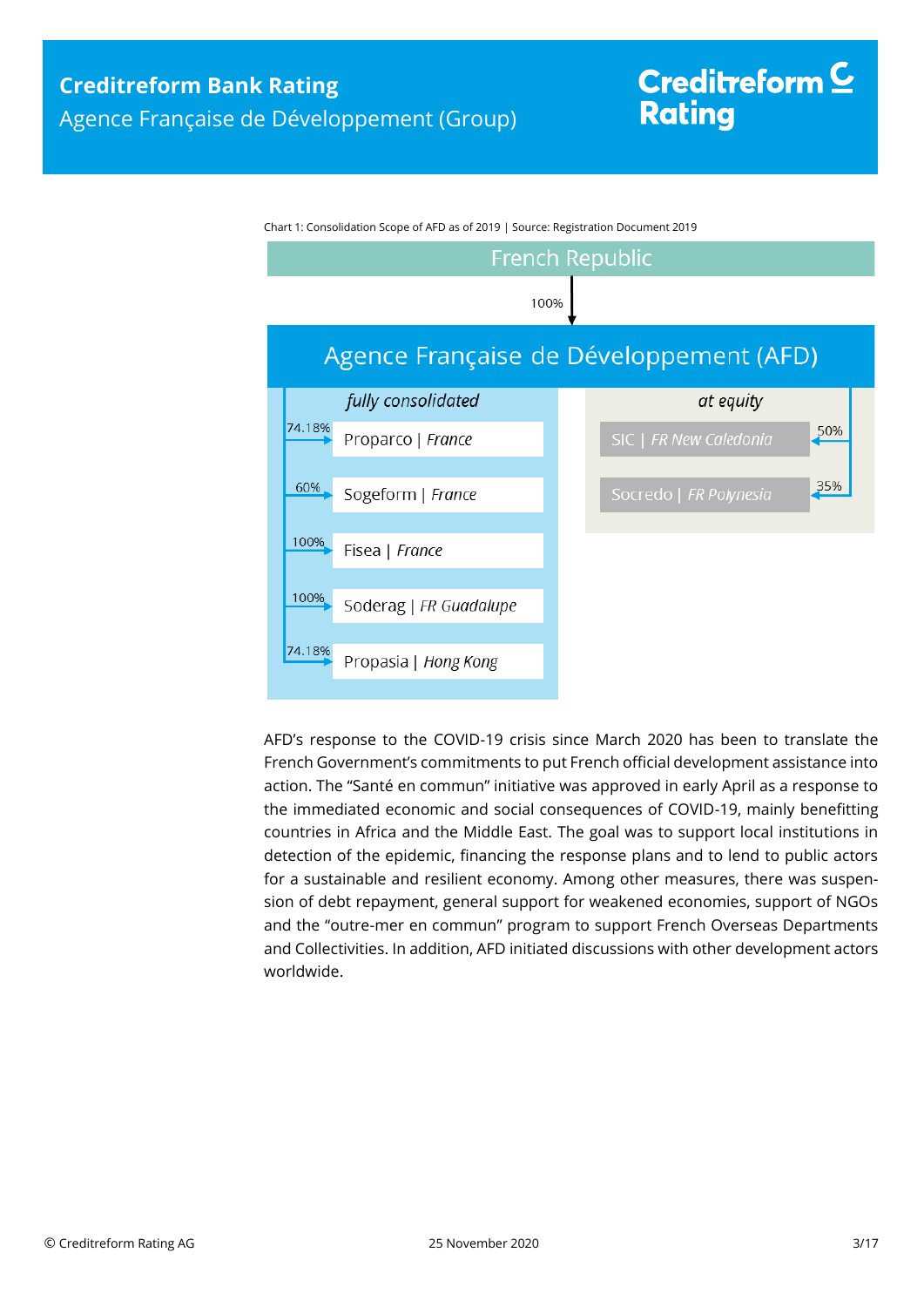Chart 1: Consolidation Scope of AFD as of 2019 | Source: Registration Document 2019

French Republic

100%

Agence Française de Développement (AFD)

| fully consolidated | | at equity | |
|---|---|---|---|
| 74.18% | Proparco \| *France* | 50% | SIC \| *FR New Caledonia* |
| 60% | Sogeform \| *France* | 35% | Socredo \| *FR Polynesia* |
| 100% | Fisea \| *France* | | |
| 100% | Soderag \| *FR Guadalupe* | | |
| 74.18% | Propasia \| *Hong Kong* | | |

AFD's response to the COVID-19 crisis since March 2020 has been to translate the French Government's commitments to put French official development assistance into action. The "Santé en commun" initiative was approved in early April as a response to the immediated economic and social consequences of COVID-19, mainly benefitting countries in Africa and the Middle East. The goal was to support local institutions in detection of the epidemic, financing the response plans and to lend to public actors for a sustainable and resilient economy. Among other measures, there was suspension of debt repayment, general support for weakened economies, support of NGOs and the "outre-mer en commun" program to support French Overseas Departments and Collectivities. In addition, AFD initiated discussions with other development actors worldwide.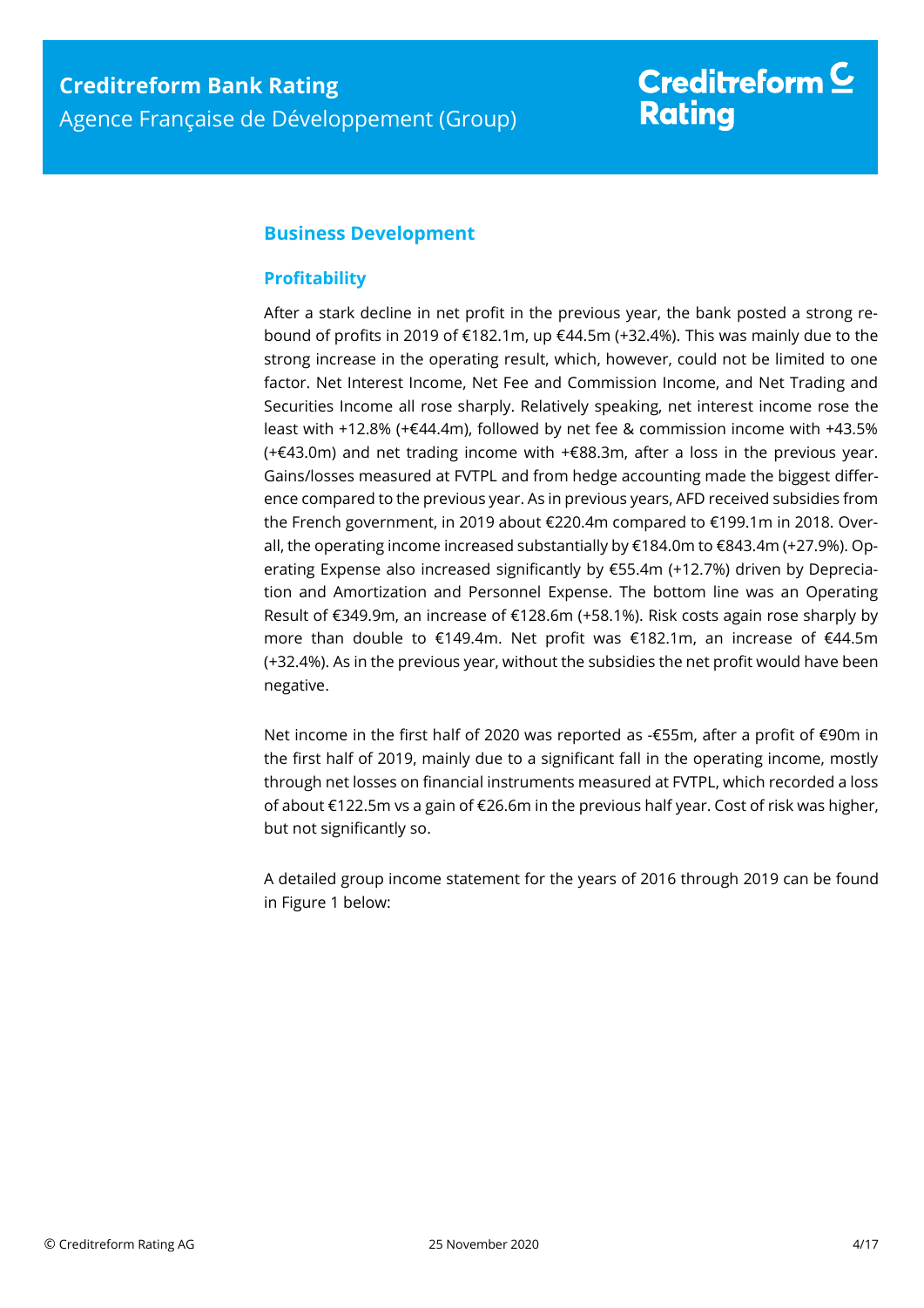## Business Development

### Profitability

After a stark decline in net profit in the previous year, the bank posted a strong rebound of profits in 2019 of €182.1m, up €44.5m (+32.4%). This was mainly due to the strong increase in the operating result, which, however, could not be limited to one factor. Net Interest Income, Net Fee and Commission Income, and Net Trading and Securities Income all rose sharply. Relatively speaking, net interest income rose the least with +12.8% (+€44.4m), followed by net fee & commission income with +43.5% (+€43.0m) and net trading income with +€88.3m, after a loss in the previous year. Gains/losses measured at FVTPL and from hedge accounting made the biggest difference compared to the previous year. As in previous years, AFD received subsidies from the French government, in 2019 about €220.4m compared to €199.1m in 2018. Overall, the operating income increased substantially by €184.0m to €843.4m (+27.9%). Operating Expense also increased significantly by €55.4m (+12.7%) driven by Depreciation and Amortization and Personnel Expense. The bottom line was an Operating Result of €349.9m, an increase of €128.6m (+58.1%). Risk costs again rose sharply by more than double to €149.4m. Net profit was €182.1m, an increase of €44.5m (+32.4%). As in the previous year, without the subsidies the net profit would have been negative.

Net income in the first half of 2020 was reported as -€55m, after a profit of €90m in the first half of 2019, mainly due to a significant fall in the operating income, mostly through net losses on financial instruments measured at FVTPL, which recorded a loss of about €122.5m vs a gain of €26.6m in the previous half year. Cost of risk was higher, but not significantly so.

A detailed group income statement for the years of 2016 through 2019 can be found in Figure 1 below: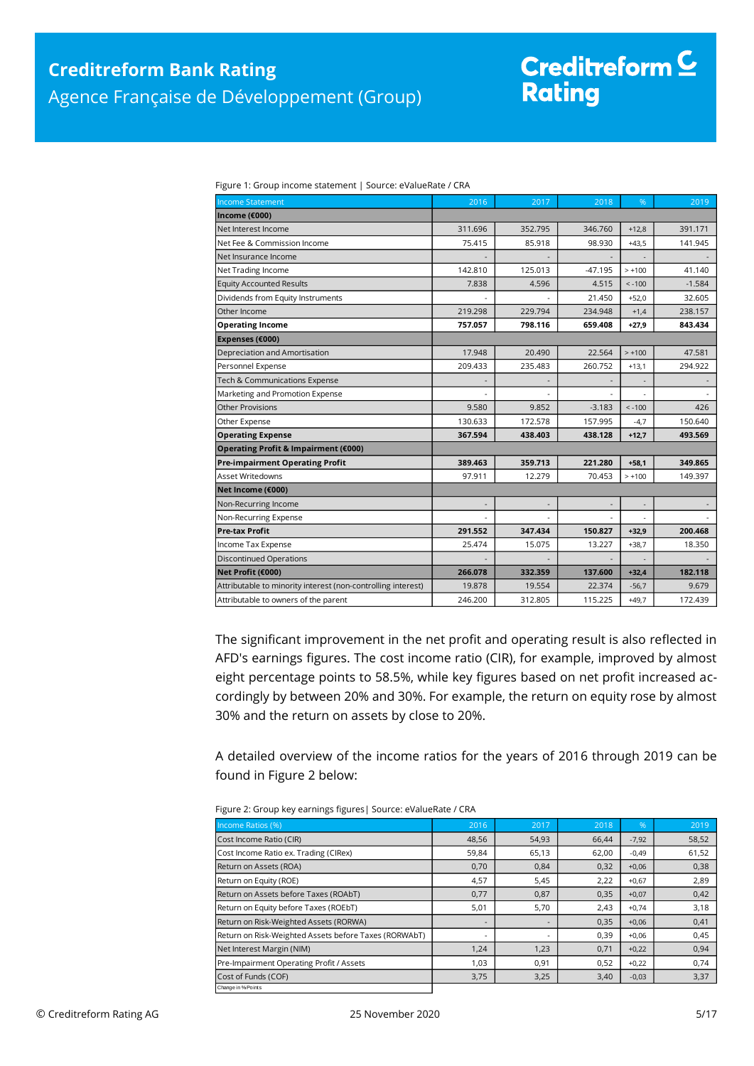Figure 1: Group income statement | Source: eValueRate / CRA

| Income Statement | 2016 | 2017 | 2018 | % | 2019 |
|---|---|---|---|---|---|
| **Income (€000)** | | | | | |
| Net Interest Income | 311.696 | 352.795 | 346.760 | +12,8 | 391.171 |
| Net Fee & Commission Income | 75.415 | 85.918 | 98.930 | +43,5 | 141.945 |
| Net Insurance Income | - | - | - | - | - |
| Net Trading Income | 142.810 | 125.013 | -47.195 | > +100 | 41.140 |
| Equity Accounted Results | 7.838 | 4.596 | 4.515 | < -100 | -1.584 |
| Dividends from Equity Instruments | - | - | 21.450 | +52,0 | 32.605 |
| Other Income | 219.298 | 229.794 | 234.948 | +1,4 | 238.157 |
| **Operating Income** | **757.057** | **798.116** | **659.408** | **+27,9** | **843.434** |
| **Expenses (€000)** | | | | | |
| Depreciation and Amortisation | 17.948 | 20.490 | 22.564 | > +100 | 47.581 |
| Personnel Expense | 209.433 | 235.483 | 260.752 | +13,1 | 294.922 |
| Tech & Communications Expense | - | - | - | - | - |
| Marketing and Promotion Expense | - | - | - | - | - |
| Other Provisions | 9.580 | 9.852 | -3.183 | < -100 | 426 |
| Other Expense | 130.633 | 172.578 | 157.995 | -4,7 | 150.640 |
| **Operating Expense** | **367.594** | **438.403** | **438.128** | **+12,7** | **493.569** |
| **Operating Profit & Impairment (€000)** | | | | | |
| **Pre-impairment Operating Profit** | **389.463** | **359.713** | **221.280** | **+58,1** | **349.865** |
| Asset Writedowns | 97.911 | 12.279 | 70.453 | > +100 | 149.397 |
| **Net Income (€000)** | | | | | |
| Non-Recurring Income | - | - | - | - | - |
| Non-Recurring Expense | - | - | - | - | - |
| **Pre-tax Profit** | **291.552** | **347.434** | **150.827** | **+32,9** | **200.468** |
| Income Tax Expense | 25.474 | 15.075 | 13.227 | +38,7 | 18.350 |
| Discontinued Operations | - | - | - | - | - |
| **Net Profit (€000)** | **266.078** | **332.359** | **137.600** | **+32,4** | **182.118** |
| Attributable to minority interest (non-controlling interest) | 19.878 | 19.554 | 22.374 | -56,7 | 9.679 |
| Attributable to owners of the parent | 246.200 | 312.805 | 115.225 | +49,7 | 172.439 |

The significant improvement in the net profit and operating result is also reflected in AFD's earnings figures. The cost income ratio (CIR), for example, improved by almost eight percentage points to 58.5%, while key figures based on net profit increased accordingly by between 20% and 30%. For example, the return on equity rose by almost 30% and the return on assets by close to 20%.

A detailed overview of the income ratios for the years of 2016 through 2019 can be found in Figure 2 below:

Figure 2: Group key earnings figures| Source: eValueRate / CRA

| Income Ratios (%) | 2016 | 2017 | 2018 | % | 2019 |
|---|---|---|---|---|---|
| Cost Income Ratio (CIR) | 48,56 | 54,93 | 66,44 | -7,92 | 58,52 |
| Cost Income Ratio ex. Trading (CIRex) | 59,84 | 65,13 | 62,00 | -0,49 | 61,52 |
| Return on Assets (ROA) | 0,70 | 0,84 | 0,32 | +0,06 | 0,38 |
| Return on Equity (ROE) | 4,57 | 5,45 | 2,22 | +0,67 | 2,89 |
| Return on Assets before Taxes (ROAbT) | 0,77 | 0,87 | 0,35 | +0,07 | 0,42 |
| Return on Equity before Taxes (ROEbT) | 5,01 | 5,70 | 2,43 | +0,74 | 3,18 |
| Return on Risk-Weighted Assets (RORWA) | - | - | 0,35 | +0,06 | 0,41 |
| Return on Risk-Weighted Assets before Taxes (RORWAbT) | - | - | 0,39 | +0,06 | 0,45 |
| Net Interest Margin (NIM) | 1,24 | 1,23 | 0,71 | +0,22 | 0,94 |
| Pre-Impairment Operating Profit / Assets | 1,03 | 0,91 | 0,52 | +0,22 | 0,74 |
| Cost of Funds (COF) | 3,75 | 3,25 | 3,40 | -0,03 | 3,37 |

Change in %-Points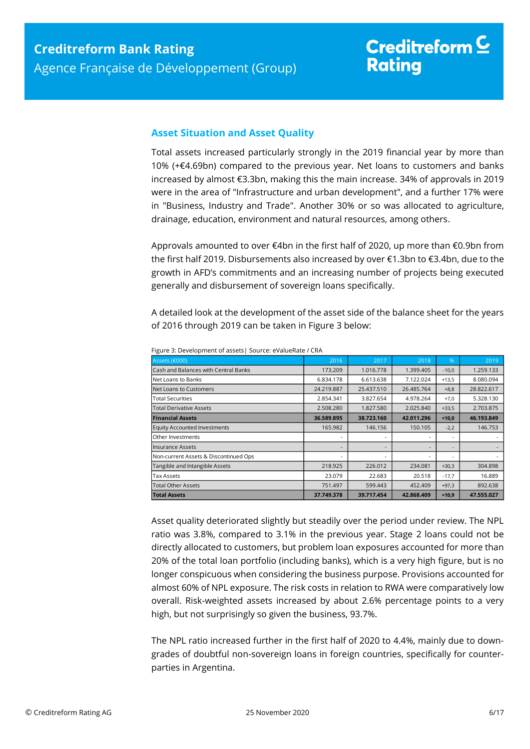## Asset Situation and Asset Quality

Total assets increased particularly strongly in the 2019 financial year by more than 10% (+€4.69bn) compared to the previous year. Net loans to customers and banks increased by almost €3.3bn, making this the main increase. 34% of approvals in 2019 were in the area of "Infrastructure and urban development", and a further 17% were in "Business, Industry and Trade". Another 30% or so was allocated to agriculture, drainage, education, environment and natural resources, among others.

Approvals amounted to over €4bn in the first half of 2020, up more than €0.9bn from the first half 2019. Disbursements also increased by over €1.3bn to €3.4bn, due to the growth in AFD's commitments and an increasing number of projects being executed generally and disbursement of sovereign loans specifically.

A detailed look at the development of the asset side of the balance sheet for the years of 2016 through 2019 can be taken in Figure 3 below:

Figure 3: Development of assets| Source: eValueRate / CRA

| Assets (€000) | 2016 | 2017 | 2018 | % | 2019 |
|---|---|---|---|---|---|
| Cash and Balances with Central Banks | 173.209 | 1.016.778 | 1.399.405 | -10,0 | 1.259.133 |
| Net Loans to Banks | 6.834.178 | 6.613.638 | 7.122.024 | +13,5 | 8.080.094 |
| Net Loans to Customers | 24.219.887 | 25.437.510 | 26.485.764 | +8,8 | 28.822.617 |
| Total Securities | 2.854.341 | 3.827.654 | 4.978.264 | +7,0 | 5.328.130 |
| Total Derivative Assets | 2.508.280 | 1.827.580 | 2.025.840 | +33,5 | 2.703.875 |
| **Financial Assets** | **36.589.895** | **38.723.160** | **42.011.296** | **+10,0** | **46.193.849** |
| Equity Accounted Investments | 165.982 | 146.156 | 150.105 | -2,2 | 146.753 |
| Other Investments | - | - | - | - | - |
| Insurance Assets | - | - | - | - | - |
| Non-current Assets & Discontinued Ops | - | - | - | - | - |
| Tangible and Intangible Assets | 218.925 | 226.012 | 234.081 | +30,3 | 304.898 |
| Tax Assets | 23.079 | 22.683 | 20.518 | -17,7 | 16.889 |
| Total Other Assets | 751.497 | 599.443 | 452.409 | +97,3 | 892.638 |
| **Total Assets** | **37.749.378** | **39.717.454** | **42.868.409** | **+10,9** | **47.555.027** |

Asset quality deteriorated slightly but steadily over the period under review. The NPL ratio was 3.8%, compared to 3.1% in the previous year. Stage 2 loans could not be directly allocated to customers, but problem loan exposures accounted for more than 20% of the total loan portfolio (including banks), which is a very high figure, but is no longer conspicuous when considering the business purpose. Provisions accounted for almost 60% of NPL exposure. The risk costs in relation to RWA were comparatively low overall. Risk-weighted assets increased by about 2.6% percentage points to a very high, but not surprisingly so given the business, 93.7%.

The NPL ratio increased further in the first half of 2020 to 4.4%, mainly due to downgrades of doubtful non-sovereign loans in foreign countries, specifically for counterparties in Argentina.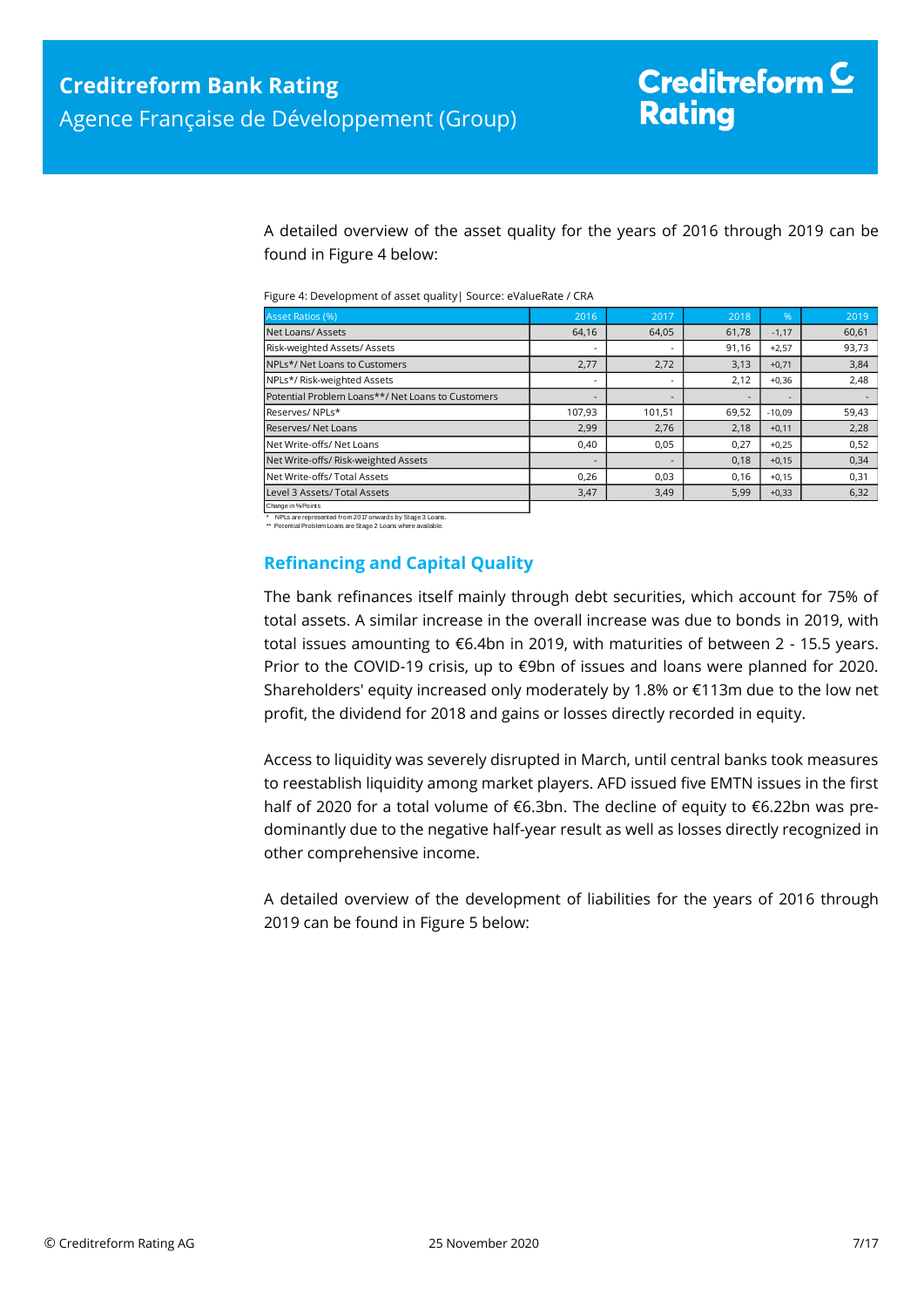A detailed overview of the asset quality for the years of 2016 through 2019 can be found in Figure 4 below:

Figure 4: Development of asset quality| Source: eValueRate / CRA

| Asset Ratios (%) | 2016 | 2017 | 2018 | % | 2019 |
|---|---|---|---|---|---|
| Net Loans/ Assets | 64,16 | 64,05 | 61,78 | -1,17 | 60,61 |
| Risk-weighted Assets/ Assets | - | - | 91,16 | +2,57 | 93,73 |
| NPLs*/ Net Loans to Customers | 2,77 | 2,72 | 3,13 | +0,71 | 3,84 |
| NPLs*/ Risk-weighted Assets | - | - | 2,12 | +0,36 | 2,48 |
| Potential Problem Loans**/ Net Loans to Customers | - | - | - | - | - |
| Reserves/ NPLs* | 107,93 | 101,51 | 69,52 | -10,09 | 59,43 |
| Reserves/ Net Loans | 2,99 | 2,76 | 2,18 | +0,11 | 2,28 |
| Net Write-offs/ Net Loans | 0,40 | 0,05 | 0,27 | +0,25 | 0,52 |
| Net Write-offs/ Risk-weighted Assets | - | - | 0,18 | +0,15 | 0,34 |
| Net Write-offs/ Total Assets | 0,26 | 0,03 | 0,16 | +0,15 | 0,31 |
| Level 3 Assets/ Total Assets | 3,47 | 3,49 | 5,99 | +0,33 | 6,32 |

Change in %Points

\* NPLs are represented from 2017 onwards by Stage 3 Loans.
\** Potential Problem Loans are Stage 2 Loans where available.

## Refinancing and Capital Quality

The bank refinances itself mainly through debt securities, which account for 75% of total assets. A similar increase in the overall increase was due to bonds in 2019, with total issues amounting to €6.4bn in 2019, with maturities of between 2 - 15.5 years. Prior to the COVID-19 crisis, up to €9bn of issues and loans were planned for 2020. Shareholders' equity increased only moderately by 1.8% or €113m due to the low net profit, the dividend for 2018 and gains or losses directly recorded in equity.

Access to liquidity was severely disrupted in March, until central banks took measures to reestablish liquidity among market players. AFD issued five EMTN issues in the first half of 2020 for a total volume of €6.3bn. The decline of equity to €6.22bn was predominantly due to the negative half-year result as well as losses directly recognized in other comprehensive income.

A detailed overview of the development of liabilities for the years of 2016 through 2019 can be found in Figure 5 below: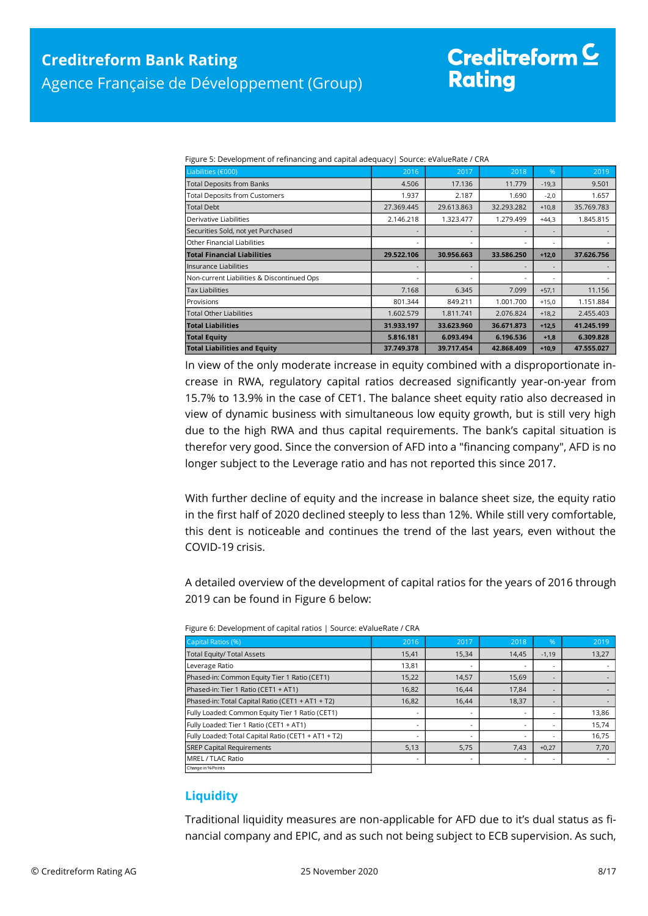Figure 5: Development of refinancing and capital adequacy| Source: eValueRate / CRA

| Liabilities (€000) | 2016 | 2017 | 2018 | % | 2019 |
|---|---|---|---|---|---|
| Total Deposits from Banks | 4.506 | 17.136 | 11.779 | -19,3 | 9.501 |
| Total Deposits from Customers | 1.937 | 2.187 | 1.690 | -2,0 | 1.657 |
| Total Debt | 27.369.445 | 29.613.863 | 32.293.282 | +10,8 | 35.769.783 |
| Derivative Liabilities | 2.146.218 | 1.323.477 | 1.279.499 | +44,3 | 1.845.815 |
| Securities Sold, not yet Purchased | - | - | - | - | - |
| Other Financial Liabilities | - | - | - | - | - |
| **Total Financial Liabilities** | **29.522.106** | **30.956.663** | **33.586.250** | **+12,0** | **37.626.756** |
| Insurance Liabilities | - | - | - | - | - |
| Non-current Liabilities & Discontinued Ops | - | - | - | - | - |
| Tax Liabilities | 7.168 | 6.345 | 7.099 | +57,1 | 11.156 |
| Provisions | 801.344 | 849.211 | 1.001.700 | +15,0 | 1.151.884 |
| Total Other Liabilities | 1.602.579 | 1.811.741 | 2.076.824 | +18,2 | 2.455.403 |
| **Total Liabilities** | **31.933.197** | **33.623.960** | **36.671.873** | **+12,5** | **41.245.199** |
| **Total Equity** | **5.816.181** | **6.093.494** | **6.196.536** | **+1,8** | **6.309.828** |
| **Total Liabilities and Equity** | **37.749.378** | **39.717.454** | **42.868.409** | **+10,9** | **47.555.027** |

In view of the only moderate increase in equity combined with a disproportionate increase in RWA, regulatory capital ratios decreased significantly year-on-year from 15.7% to 13.9% in the case of CET1. The balance sheet equity ratio also decreased in view of dynamic business with simultaneous low equity growth, but is still very high due to the high RWA and thus capital requirements. The bank's capital situation is therefor very good. Since the conversion of AFD into a "financing company", AFD is no longer subject to the Leverage ratio and has not reported this since 2017.

With further decline of equity and the increase in balance sheet size, the equity ratio in the first half of 2020 declined steeply to less than 12%. While still very comfortable, this dent is noticeable and continues the trend of the last years, even without the COVID-19 crisis.

A detailed overview of the development of capital ratios for the years of 2016 through 2019 can be found in Figure 6 below:

Figure 6: Development of capital ratios | Source: eValueRate / CRA

| Capital Ratios (%) | 2016 | 2017 | 2018 | % | 2019 |
|---|---|---|---|---|---|
| Total Equity/ Total Assets | 15,41 | 15,34 | 14,45 | -1,19 | 13,27 |
| Leverage Ratio | 13,81 | - | - | - | - |
| Phased-in: Common Equity Tier 1 Ratio (CET1) | 15,22 | 14,57 | 15,69 | - | - |
| Phased-in: Tier 1 Ratio (CET1 + AT1) | 16,82 | 16,44 | 17,84 | - | - |
| Phased-in: Total Capital Ratio (CET1 + AT1 + T2) | 16,82 | 16,44 | 18,37 | - | - |
| Fully Loaded: Common Equity Tier 1 Ratio (CET1) | - | - | - | - | 13,86 |
| Fully Loaded: Tier 1 Ratio (CET1 + AT1) | - | - | - | - | 15,74 |
| Fully Loaded: Total Capital Ratio (CET1 + AT1 + T2) | - | - | - | - | 16,75 |
| SREP Capital Requirements | 5,13 | 5,75 | 7,43 | +0,27 | 7,70 |
| MREL / TLAC Ratio | - | - | - | - | - |

Change in %Points

## Liquidity

Traditional liquidity measures are non-applicable for AFD due to it's dual status as financial company and EPIC, and as such not being subject to ECB supervision. As such,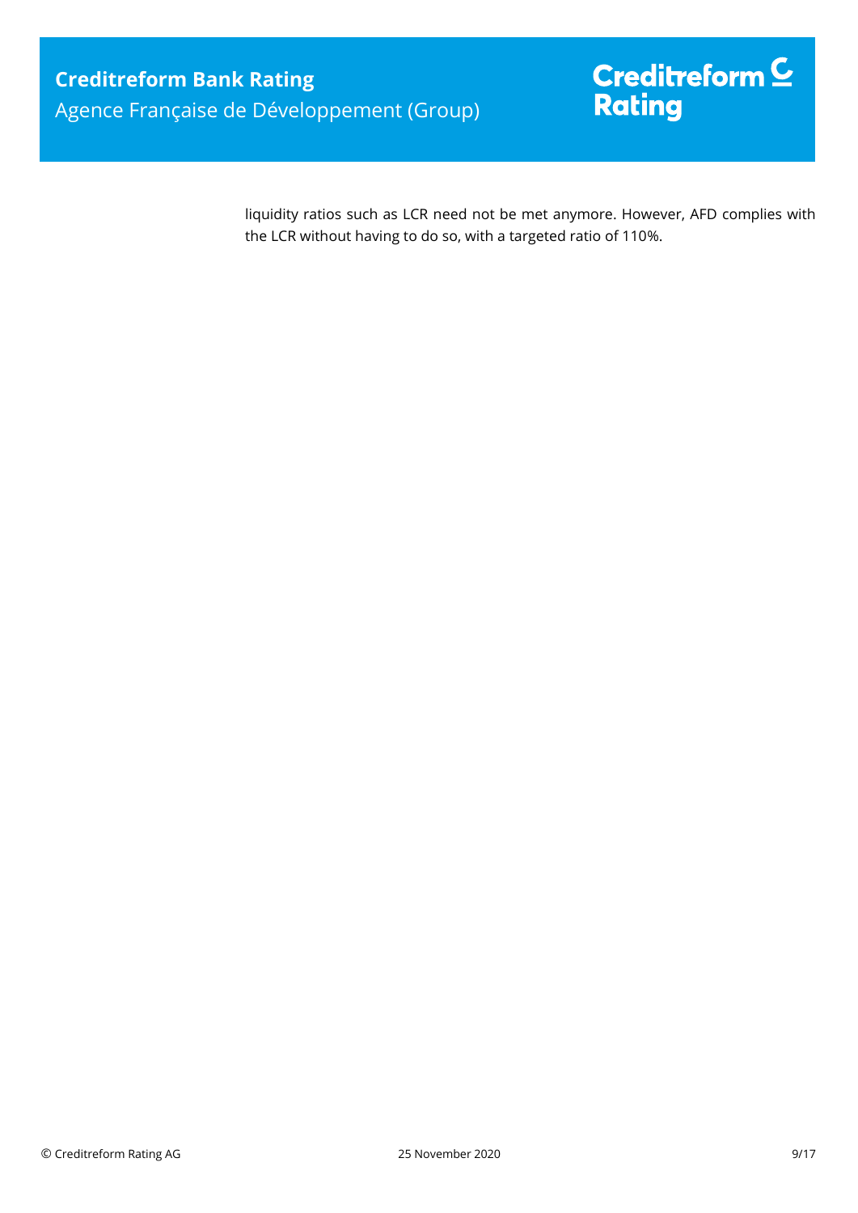liquidity ratios such as LCR need not be met anymore. However, AFD complies with the LCR without having to do so, with a targeted ratio of 110%.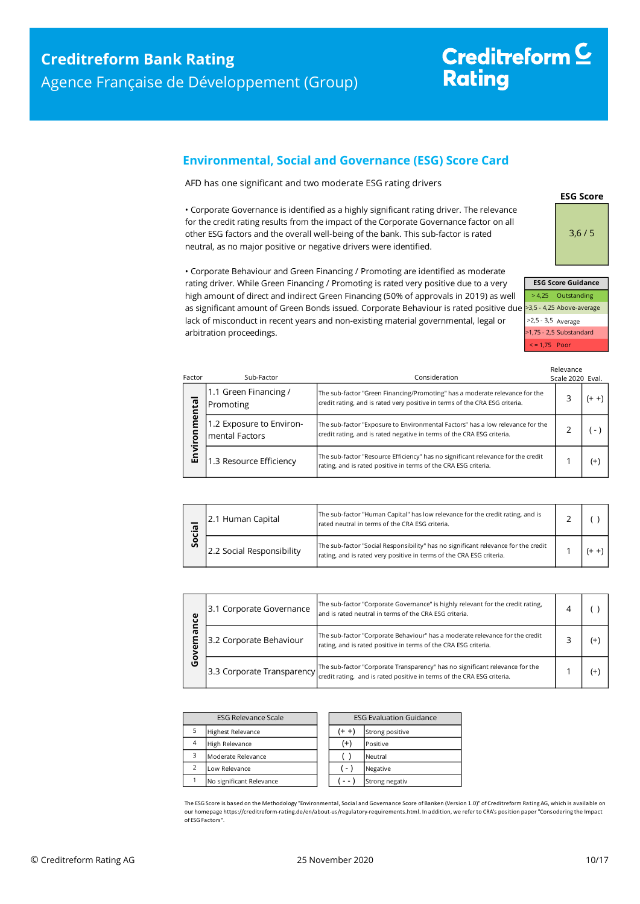## Environmental, Social and Governance (ESG) Score Card

AFD has one significant and two moderate ESG rating drivers

• Corporate Governance is identified as a highly significant rating driver. The relevance for the credit rating results from the impact of the Corporate Governance factor on all other ESG factors and the overall well-being of the bank. This sub-factor is rated neutral, as no major positive or negative drivers were identified.

• Corporate Behaviour and Green Financing / Promoting are identified as moderate rating driver. While Green Financing / Promoting is rated very positive due to a very high amount of direct and indirect Green Financing (50% of approvals in 2019) as well as significant amount of Green Bonds issued. Corporate Behaviour is rated positive due lack of misconduct in recent years and non-existing material governmental, legal or arbitration proceedings.

**ESG Score**

3,6 / 5

| ESG Score Guidance | |
|---|---|
| > 4,25 | Outstanding |
| >3,5 - 4,25 | Above-average |
| >2,5 - 3,5 | Average |
| >1,75 - 2,5 | Substandard |
| < = 1,75 | Poor |

| Factor | Sub-Factor | Consideration | Relevance Scale 2020 | Eval. |
|---|---|---|---|---|
| Environmental | 1.1 Green Financing / Promoting | The sub-factor "Green Financing/Promoting" has a moderate relevance for the credit rating, and is rated very positive in terms of the CRA ESG criteria. | 3 | (+ +) |
| | 1.2 Exposure to Environ-mental Factors | The sub-factor "Exposure to Environmental Factors" has a low relevance for the credit rating, and is rated negative in terms of the CRA ESG criteria. | 2 | ( - ) |
| | 1.3 Resource Efficiency | The sub-factor "Resource Efficiency" has no significant relevance for the credit rating, and is rated positive in terms of the CRA ESG criteria. | 1 | (+) |
| Social | 2.1 Human Capital | The sub-factor "Human Capital" has low relevance for the credit rating, and is rated neutral in terms of the CRA ESG criteria. | 2 | ( ) |
| | 2.2 Social Responsibility | The sub-factor "Social Responsibility" has no significant relevance for the credit rating, and is rated very positive in terms of the CRA ESG criteria. | 1 | (+ +) |
| Governance | 3.1 Corporate Governance | The sub-factor "Corporate Governance" is highly relevant for the credit rating, and is rated neutral in terms of the CRA ESG criteria. | 4 | ( ) |
| | 3.2 Corporate Behaviour | The sub-factor "Corporate Behaviour" has a moderate relevance for the credit rating, and is rated positive in terms of the CRA ESG criteria. | 3 | (+) |
| | 3.3 Corporate Transparency | The sub-factor "Corporate Transparency" has no significant relevance for the credit rating, and is rated positive in terms of the CRA ESG criteria. | 1 | (+) |

| ESG Relevance Scale | |
|---|---|
| 5 | Highest Relevance |
| 4 | High Relevance |
| 3 | Moderate Relevance |
| 2 | Low Relevance |
| 1 | No significant Relevance |

| ESG Evaluation Guidance | |
|---|---|
| (+ +) | Strong positive |
| (+) | Positive |
| ( ) | Neutral |
| ( - ) | Negative |
| ( - - ) | Strong negativ |

The ESG Score is based on the Methodology "Environmental, Social and Governance Score of Banken (Version 1.0)" of Creditreform Rating AG, which is available on our homepage https://creditreform-rating.de/en/about-us/regulatory-requirements.html. In addition, we refer to CRA's position paper "Consodering the Impact of ESG Factors".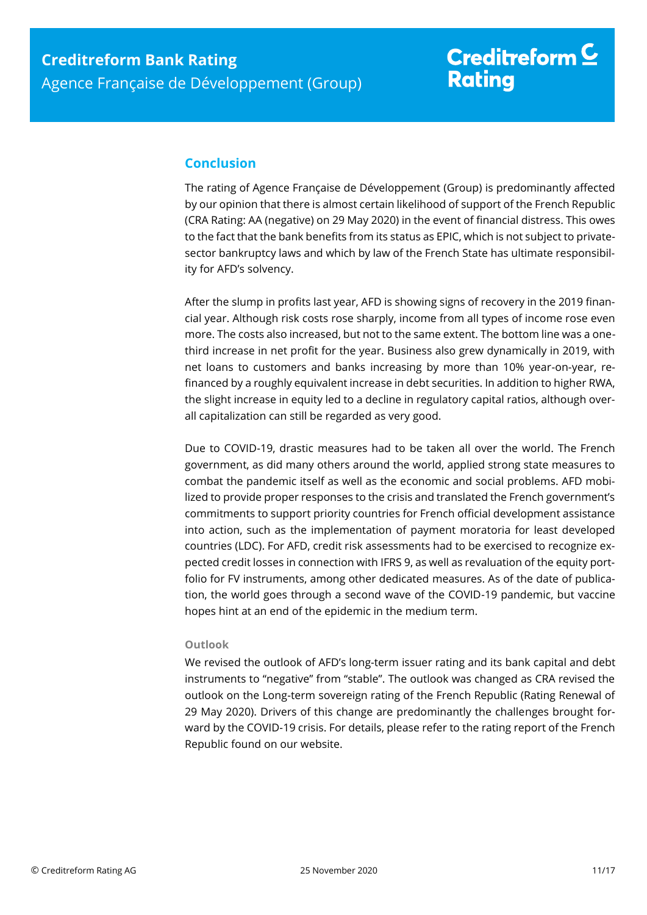## Conclusion

The rating of Agence Française de Développement (Group) is predominantly affected by our opinion that there is almost certain likelihood of support of the French Republic (CRA Rating: AA (negative) on 29 May 2020) in the event of financial distress. This owes to the fact that the bank benefits from its status as EPIC, which is not subject to private-sector bankruptcy laws and which by law of the French State has ultimate responsibility for AFD's solvency.

After the slump in profits last year, AFD is showing signs of recovery in the 2019 financial year. Although risk costs rose sharply, income from all types of income rose even more. The costs also increased, but not to the same extent. The bottom line was a one-third increase in net profit for the year. Business also grew dynamically in 2019, with net loans to customers and banks increasing by more than 10% year-on-year, refinanced by a roughly equivalent increase in debt securities. In addition to higher RWA, the slight increase in equity led to a decline in regulatory capital ratios, although overall capitalization can still be regarded as very good.

Due to COVID-19, drastic measures had to be taken all over the world. The French government, as did many others around the world, applied strong state measures to combat the pandemic itself as well as the economic and social problems. AFD mobilized to provide proper responses to the crisis and translated the French government's commitments to support priority countries for French official development assistance into action, such as the implementation of payment moratoria for least developed countries (LDC). For AFD, credit risk assessments had to be exercised to recognize expected credit losses in connection with IFRS 9, as well as revaluation of the equity portfolio for FV instruments, among other dedicated measures. As of the date of publication, the world goes through a second wave of the COVID-19 pandemic, but vaccine hopes hint at an end of the epidemic in the medium term.

### Outlook

We revised the outlook of AFD's long-term issuer rating and its bank capital and debt instruments to "negative" from "stable". The outlook was changed as CRA revised the outlook on the Long-term sovereign rating of the French Republic (Rating Renewal of 29 May 2020). Drivers of this change are predominantly the challenges brought forward by the COVID-19 crisis. For details, please refer to the rating report of the French Republic found on our website.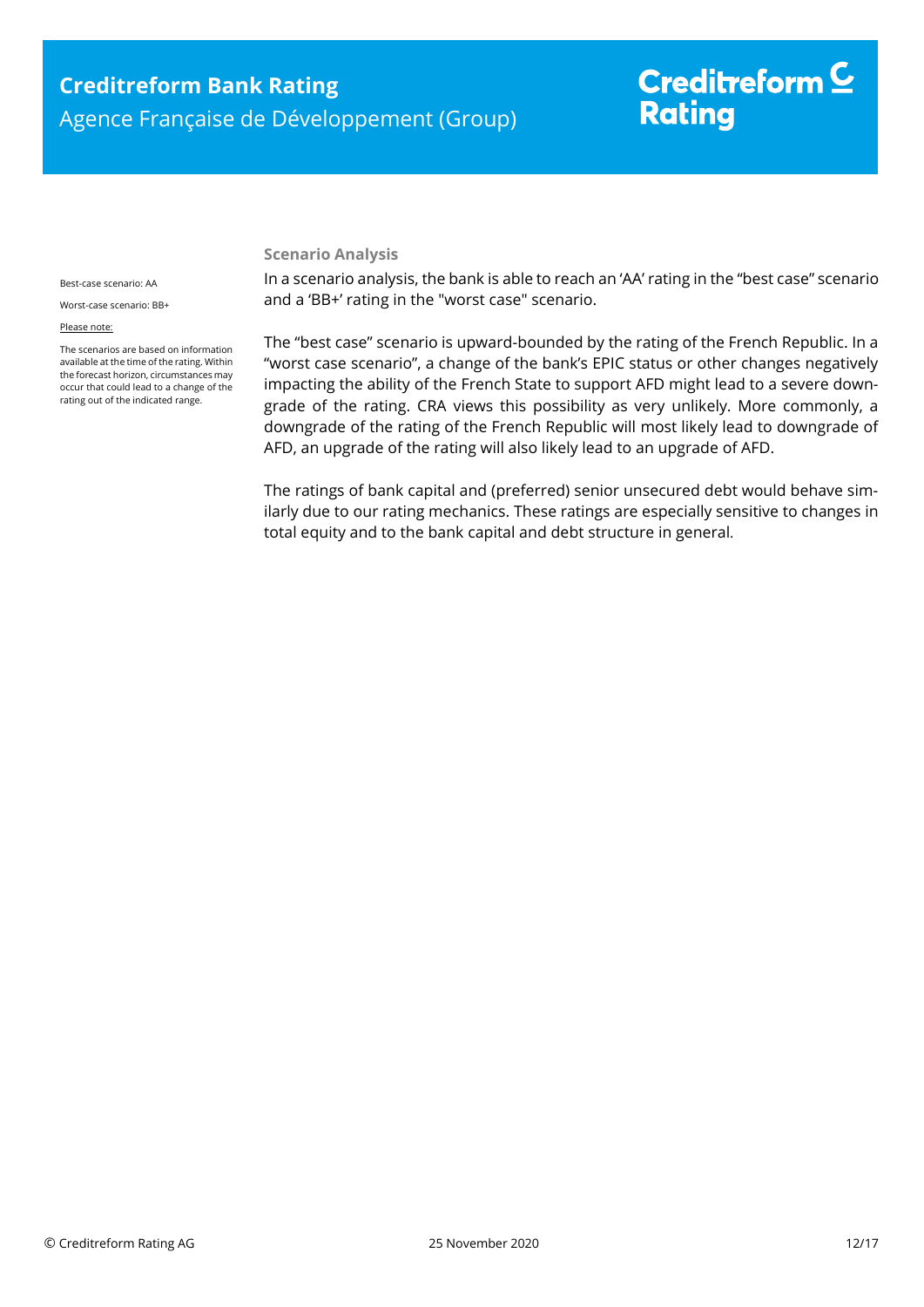### Scenario Analysis

Best-case scenario: AA

Worst-case scenario: BB+

Please note:

The scenarios are based on information available at the time of the rating. Within the forecast horizon, circumstances may occur that could lead to a change of the rating out of the indicated range.

In a scenario analysis, the bank is able to reach an 'AA' rating in the "best case" scenario and a 'BB+' rating in the "worst case" scenario.

The "best case" scenario is upward-bounded by the rating of the French Republic. In a "worst case scenario", a change of the bank's EPIC status or other changes negatively impacting the ability of the French State to support AFD might lead to a severe downgrade of the rating. CRA views this possibility as very unlikely. More commonly, a downgrade of the rating of the French Republic will most likely lead to downgrade of AFD, an upgrade of the rating will also likely lead to an upgrade of AFD.

The ratings of bank capital and (preferred) senior unsecured debt would behave similarly due to our rating mechanics. These ratings are especially sensitive to changes in total equity and to the bank capital and debt structure in general.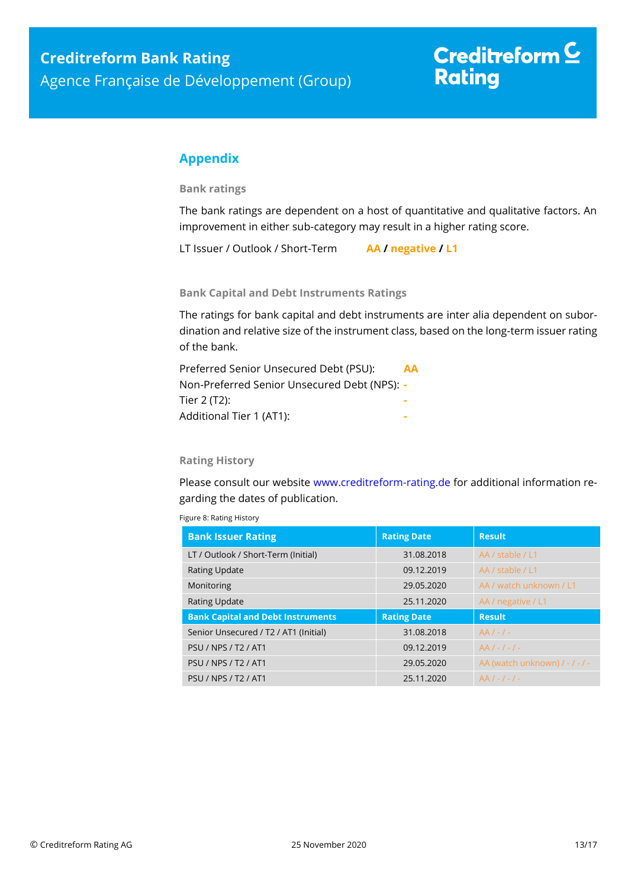## Appendix

### Bank ratings

The bank ratings are dependent on a host of quantitative and qualitative factors. An improvement in either sub-category may result in a higher rating score.

LT Issuer / Outlook / Short-Term **AA / negative / L1**

### Bank Capital and Debt Instruments Ratings

The ratings for bank capital and debt instruments are inter alia dependent on subordination and relative size of the instrument class, based on the long-term issuer rating of the bank.

Preferred Senior Unsecured Debt (PSU): **AA**
Non-Preferred Senior Unsecured Debt (NPS): **-**
Tier 2 (T2): **-**
Additional Tier 1 (AT1): **-**

### Rating History

Please consult our website www.creditreform-rating.de for additional information regarding the dates of publication.

Figure 8: Rating History

| Bank Issuer Rating | Rating Date | Result |
|---|---|---|
| LT / Outlook / Short-Term (Initial) | 31.08.2018 | AA / stable / L1 |
| Rating Update | 09.12.2019 | AA / stable / L1 |
| Monitoring | 29.05.2020 | AA / watch unknown / L1 |
| Rating Update | 25.11.2020 | AA / negative / L1 |
| **Bank Capital and Debt Instruments** | **Rating Date** | **Result** |
| Senior Unsecured / T2 / AT1 (Initial) | 31.08.2018 | AA / - / - |
| PSU / NPS / T2 / AT1 | 09.12.2019 | AA / - / - / - |
| PSU / NPS / T2 / AT1 | 29.05.2020 | AA (watch unknown) / - / - / - |
| PSU / NPS / T2 / AT1 | 25.11.2020 | AA / - / - / - |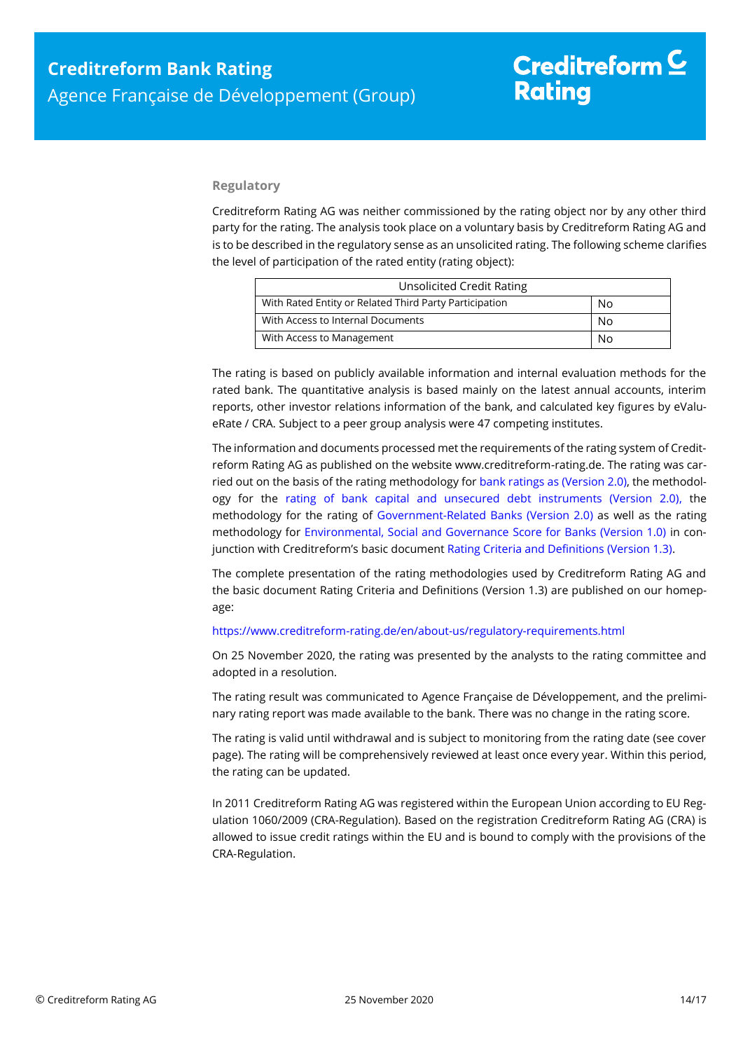## Regulatory

Creditreform Rating AG was neither commissioned by the rating object nor by any other third party for the rating. The analysis took place on a voluntary basis by Creditreform Rating AG and is to be described in the regulatory sense as an unsolicited rating. The following scheme clarifies the level of participation of the rated entity (rating object):

| Unsolicited Credit Rating | |
|---|---|
| With Rated Entity or Related Third Party Participation | No |
| With Access to Internal Documents | No |
| With Access to Management | No |

The rating is based on publicly available information and internal evaluation methods for the rated bank. The quantitative analysis is based mainly on the latest annual accounts, interim reports, other investor relations information of the bank, and calculated key figures by eValueRate / CRA. Subject to a peer group analysis were 47 competing institutes.

The information and documents processed met the requirements of the rating system of Creditreform Rating AG as published on the website www.creditreform-rating.de. The rating was carried out on the basis of the rating methodology for bank ratings as (Version 2.0), the methodology for the rating of bank capital and unsecured debt instruments (Version 2.0), the methodology for the rating of Government-Related Banks (Version 2.0) as well as the rating methodology for Environmental, Social and Governance Score for Banks (Version 1.0) in conjunction with Creditreform's basic document Rating Criteria and Definitions (Version 1.3).

The complete presentation of the rating methodologies used by Creditreform Rating AG and the basic document Rating Criteria and Definitions (Version 1.3) are published on our homepage:

https://www.creditreform-rating.de/en/about-us/regulatory-requirements.html

On 25 November 2020, the rating was presented by the analysts to the rating committee and adopted in a resolution.

The rating result was communicated to Agence Française de Développement, and the preliminary rating report was made available to the bank. There was no change in the rating score.

The rating is valid until withdrawal and is subject to monitoring from the rating date (see cover page). The rating will be comprehensively reviewed at least once every year. Within this period, the rating can be updated.

In 2011 Creditreform Rating AG was registered within the European Union according to EU Regulation 1060/2009 (CRA-Regulation). Based on the registration Creditreform Rating AG (CRA) is allowed to issue credit ratings within the EU and is bound to comply with the provisions of the CRA-Regulation.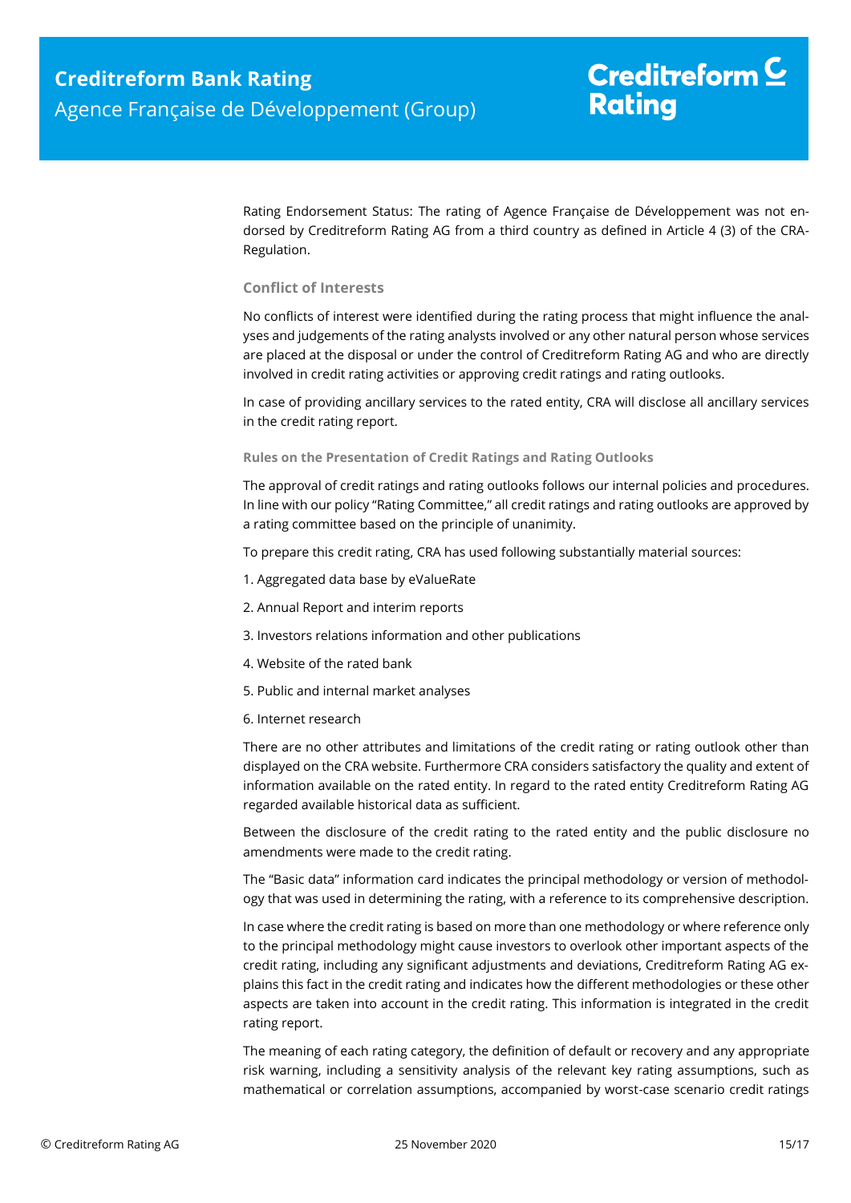Rating Endorsement Status: The rating of Agence Française de Développement was not endorsed by Creditreform Rating AG from a third country as defined in Article 4 (3) of the CRA-Regulation.

### Conflict of Interests

No conflicts of interest were identified during the rating process that might influence the analyses and judgements of the rating analysts involved or any other natural person whose services are placed at the disposal or under the control of Creditreform Rating AG and who are directly involved in credit rating activities or approving credit ratings and rating outlooks.

In case of providing ancillary services to the rated entity, CRA will disclose all ancillary services in the credit rating report.

#### Rules on the Presentation of Credit Ratings and Rating Outlooks

The approval of credit ratings and rating outlooks follows our internal policies and procedures. In line with our policy "Rating Committee," all credit ratings and rating outlooks are approved by a rating committee based on the principle of unanimity.

To prepare this credit rating, CRA has used following substantially material sources:

1. Aggregated data base by eValueRate
2. Annual Report and interim reports
3. Investors relations information and other publications
4. Website of the rated bank
5. Public and internal market analyses
6. Internet research

There are no other attributes and limitations of the credit rating or rating outlook other than displayed on the CRA website. Furthermore CRA considers satisfactory the quality and extent of information available on the rated entity. In regard to the rated entity Creditreform Rating AG regarded available historical data as sufficient.

Between the disclosure of the credit rating to the rated entity and the public disclosure no amendments were made to the credit rating.

The "Basic data" information card indicates the principal methodology or version of methodology that was used in determining the rating, with a reference to its comprehensive description.

In case where the credit rating is based on more than one methodology or where reference only to the principal methodology might cause investors to overlook other important aspects of the credit rating, including any significant adjustments and deviations, Creditreform Rating AG explains this fact in the credit rating and indicates how the different methodologies or these other aspects are taken into account in the credit rating. This information is integrated in the credit rating report.

The meaning of each rating category, the definition of default or recovery and any appropriate risk warning, including a sensitivity analysis of the relevant key rating assumptions, such as mathematical or correlation assumptions, accompanied by worst-case scenario credit ratings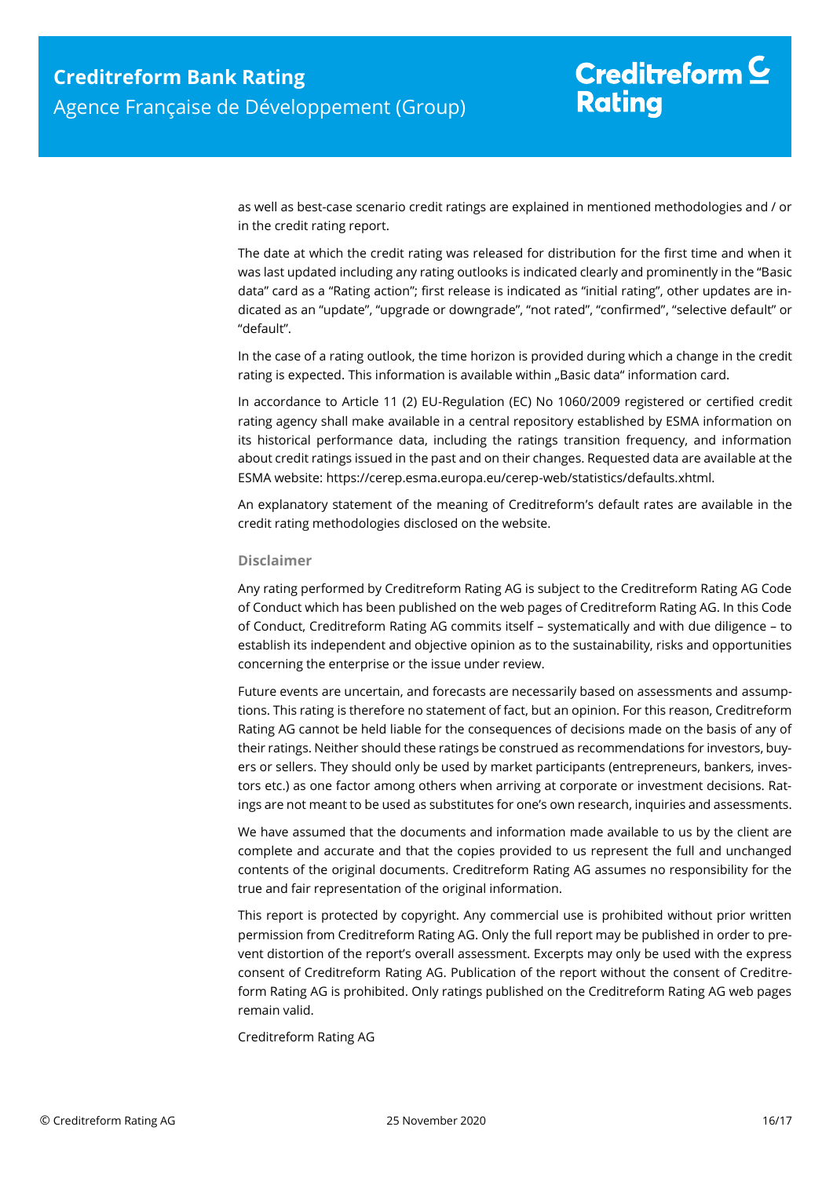as well as best-case scenario credit ratings are explained in mentioned methodologies and / or in the credit rating report.

The date at which the credit rating was released for distribution for the first time and when it was last updated including any rating outlooks is indicated clearly and prominently in the "Basic data" card as a "Rating action"; first release is indicated as "initial rating", other updates are indicated as an "update", "upgrade or downgrade", "not rated", "confirmed", "selective default" or "default".

In the case of a rating outlook, the time horizon is provided during which a change in the credit rating is expected. This information is available within „Basic data" information card.

In accordance to Article 11 (2) EU-Regulation (EC) No 1060/2009 registered or certified credit rating agency shall make available in a central repository established by ESMA information on its historical performance data, including the ratings transition frequency, and information about credit ratings issued in the past and on their changes. Requested data are available at the ESMA website: https://cerep.esma.europa.eu/cerep-web/statistics/defaults.xhtml.

An explanatory statement of the meaning of Creditreform's default rates are available in the credit rating methodologies disclosed on the website.

### Disclaimer

Any rating performed by Creditreform Rating AG is subject to the Creditreform Rating AG Code of Conduct which has been published on the web pages of Creditreform Rating AG. In this Code of Conduct, Creditreform Rating AG commits itself – systematically and with due diligence – to establish its independent and objective opinion as to the sustainability, risks and opportunities concerning the enterprise or the issue under review.

Future events are uncertain, and forecasts are necessarily based on assessments and assumptions. This rating is therefore no statement of fact, but an opinion. For this reason, Creditreform Rating AG cannot be held liable for the consequences of decisions made on the basis of any of their ratings. Neither should these ratings be construed as recommendations for investors, buyers or sellers. They should only be used by market participants (entrepreneurs, bankers, investors etc.) as one factor among others when arriving at corporate or investment decisions. Ratings are not meant to be used as substitutes for one's own research, inquiries and assessments.

We have assumed that the documents and information made available to us by the client are complete and accurate and that the copies provided to us represent the full and unchanged contents of the original documents. Creditreform Rating AG assumes no responsibility for the true and fair representation of the original information.

This report is protected by copyright. Any commercial use is prohibited without prior written permission from Creditreform Rating AG. Only the full report may be published in order to prevent distortion of the report's overall assessment. Excerpts may only be used with the express consent of Creditreform Rating AG. Publication of the report without the consent of Creditreform Rating AG is prohibited. Only ratings published on the Creditreform Rating AG web pages remain valid.

Creditreform Rating AG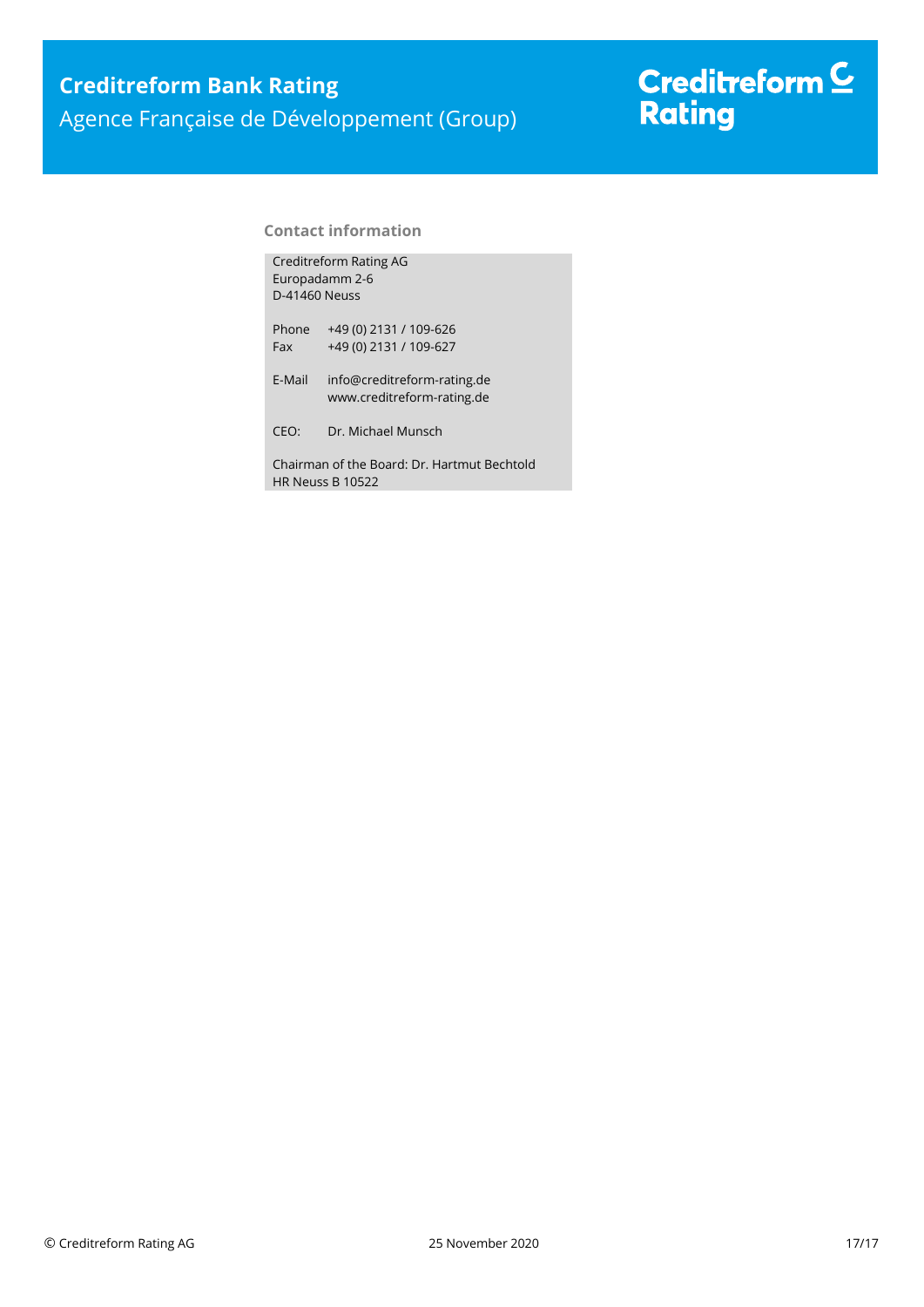#### Contact information

Creditreform Rating AG
Europadamm 2-6
D-41460 Neuss

Phone +49 (0) 2131 / 109-626
Fax +49 (0) 2131 / 109-627

E-Mail info@creditreform-rating.de
www.creditreform-rating.de

CEO: Dr. Michael Munsch

Chairman of the Board: Dr. Hartmut Bechtold
HR Neuss B 10522